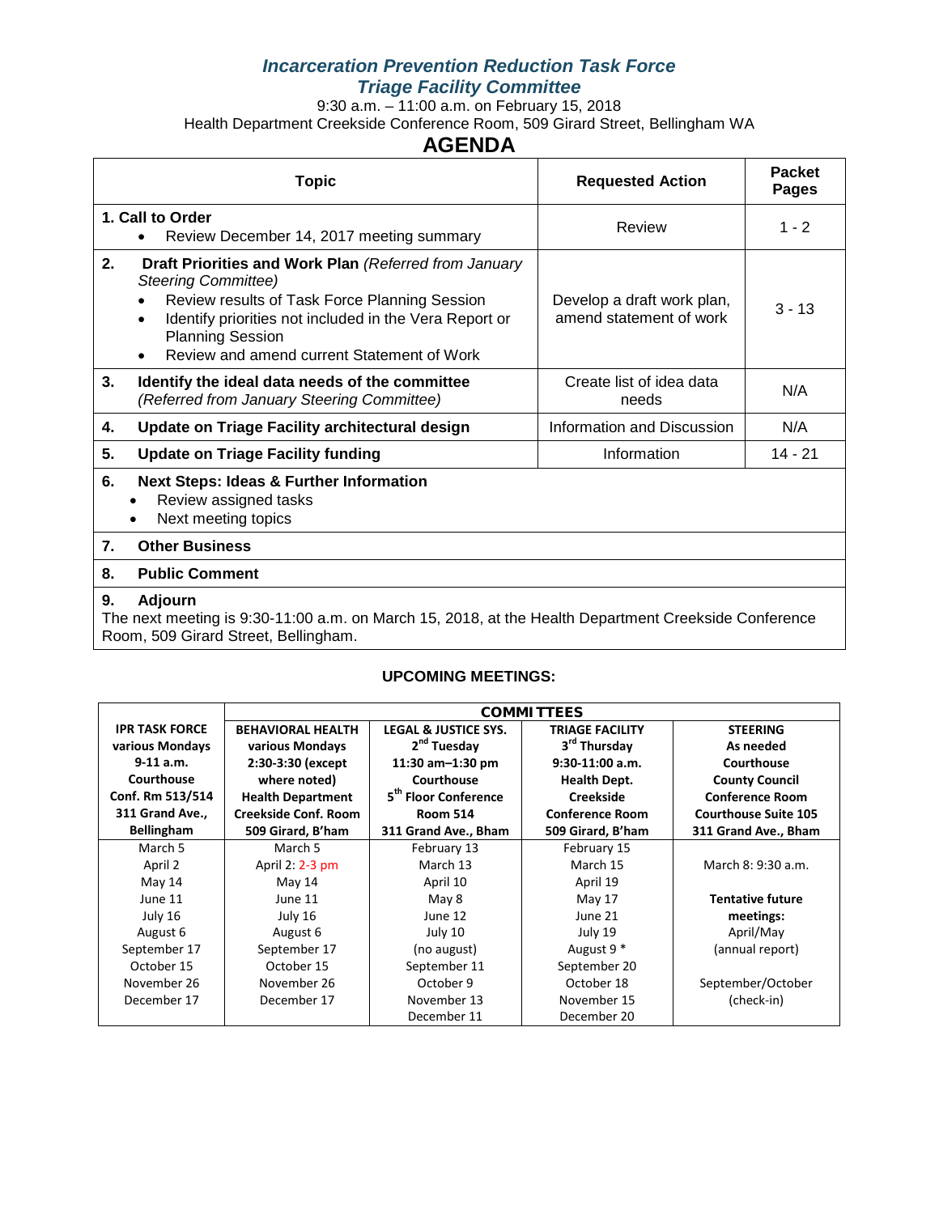# *Incarceration Prevention Reduction Task Force*
## *Triage Facility Committee*

9:30 a.m. – 11:00 a.m. on February 15, 2018

Health Department Creekside Conference Room, 509 Girard Street, Bellingham WA

# AGENDA

| Topic | Requested Action | Packet Pages |
|---|---|---|
| **1. Call to Order**<br>• Review December 14, 2017 meeting summary | Review | 1 - 2 |
| **2. Draft Priorities and Work Plan** *(Referred from January Steering Committee)*<br>• Review results of Task Force Planning Session<br>• Identify priorities not included in the Vera Report or Planning Session<br>• Review and amend current Statement of Work | Develop a draft work plan, amend statement of work | 3 - 13 |
| **3. Identify the ideal data needs of the committee** *(Referred from January Steering Committee)* | Create list of idea data needs | N/A |
| **4. Update on Triage Facility architectural design** | Information and Discussion | N/A |
| **5. Update on Triage Facility funding** | Information | 14 - 21 |
| **6. Next Steps: Ideas & Further Information**<br>• Review assigned tasks<br>• Next meeting topics | | |
| **7. Other Business** | | |
| **8. Public Comment** | | |
| **9. Adjourn**<br>The next meeting is 9:30-11:00 a.m. on March 15, 2018, at the Health Department Creekside Conference Room, 509 Girard Street, Bellingham. | | |

**UPCOMING MEETINGS:**

| | **COMMITTEES** | | | |
|---|---|---|---|---|
| **IPR TASK FORCE**<br>**various Mondays**<br>**9-11 a.m.**<br>**Courthouse**<br>**Conf. Rm 513/514**<br>**311 Grand Ave., Bellingham** | **BEHAVIORAL HEALTH**<br>**various Mondays**<br>**2:30-3:30 (except where noted)**<br>**Health Department**<br>**Creekside Conf. Room**<br>**509 Girard, B'ham** | **LEGAL & JUSTICE SYS.**<br>**2nd Tuesday**<br>**11:30 am–1:30 pm**<br>**Courthouse**<br>**5th Floor Conference Room 514**<br>**311 Grand Ave., Bham** | **TRIAGE FACILITY**<br>**3rd Thursday**<br>**9:30-11:00 a.m.**<br>**Health Dept.**<br>**Creekside**<br>**Conference Room**<br>**509 Girard, B'ham** | **STEERING**<br>**As needed**<br>**Courthouse**<br>**County Council**<br>**Conference Room**<br>**Courthouse Suite 105**<br>**311 Grand Ave., Bham** |
| March 5 | March 5 | February 13 | February 15 | March 8: 9:30 a.m. |
| April 2 | April 2: 2-3 pm | March 13 | March 15 | |
| May 14 | May 14 | April 10 | April 19 | **Tentative future meetings:** |
| June 11 | June 11 | May 8 | May 17 | April/May (annual report) |
| July 16 | July 16 | June 12 | June 21 | |
| August 6 | August 6 | July 10 | July 19 | |
| September 17 | September 17 | (no august) | August 9 * | September/October (check-in) |
| October 15 | October 15 | September 11 | September 20 | |
| November 26 | November 26 | October 9 | October 18 | |
| December 17 | December 17 | November 13 | November 15 | |
| | | December 11 | December 20 | |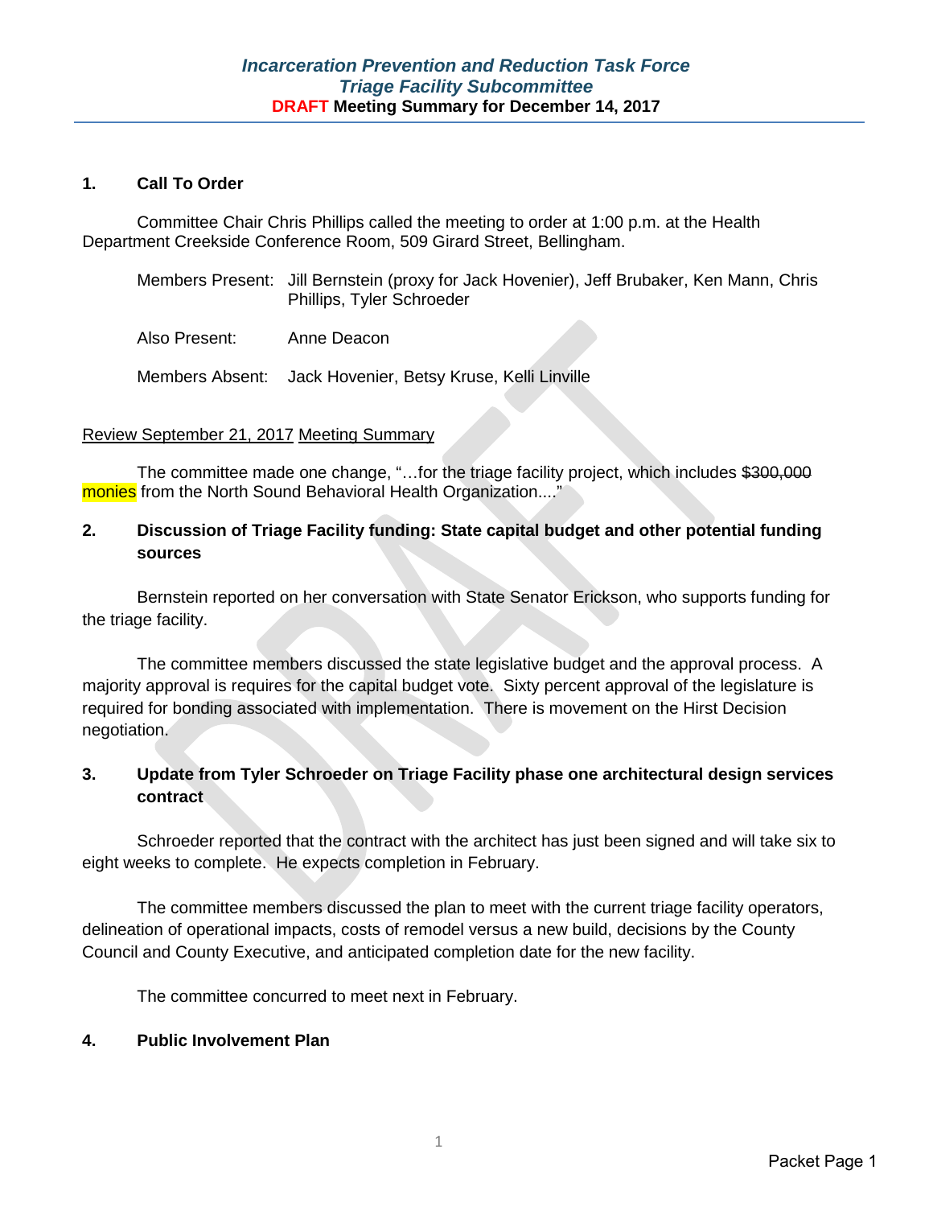# *Incarceration Prevention and Reduction Task Force*
## *Triage Facility Subcommittee*
### DRAFT Meeting Summary for December 14, 2017

### 1. Call To Order

Committee Chair Chris Phillips called the meeting to order at 1:00 p.m. at the Health Department Creekside Conference Room, 509 Girard Street, Bellingham.

Members Present: Jill Bernstein (proxy for Jack Hovenier), Jeff Brubaker, Ken Mann, Chris Phillips, Tyler Schroeder

Also Present: Anne Deacon

Members Absent: Jack Hovenier, Betsy Kruse, Kelli Linville

Review September 21, 2017 Meeting Summary

The committee made one change, "…for the triage facility project, which includes ~~$300,000~~ monies from the North Sound Behavioral Health Organization…."

### 2. Discussion of Triage Facility funding: State capital budget and other potential funding sources

Bernstein reported on her conversation with State Senator Erickson, who supports funding for the triage facility.

The committee members discussed the state legislative budget and the approval process. A majority approval is requires for the capital budget vote. Sixty percent approval of the legislature is required for bonding associated with implementation. There is movement on the Hirst Decision negotiation.

### 3. Update from Tyler Schroeder on Triage Facility phase one architectural design services contract

Schroeder reported that the contract with the architect has just been signed and will take six to eight weeks to complete. He expects completion in February.

The committee members discussed the plan to meet with the current triage facility operators, delineation of operational impacts, costs of remodel versus a new build, decisions by the County Council and County Executive, and anticipated completion date for the new facility.

The committee concurred to meet next in February.

### 4. Public Involvement Plan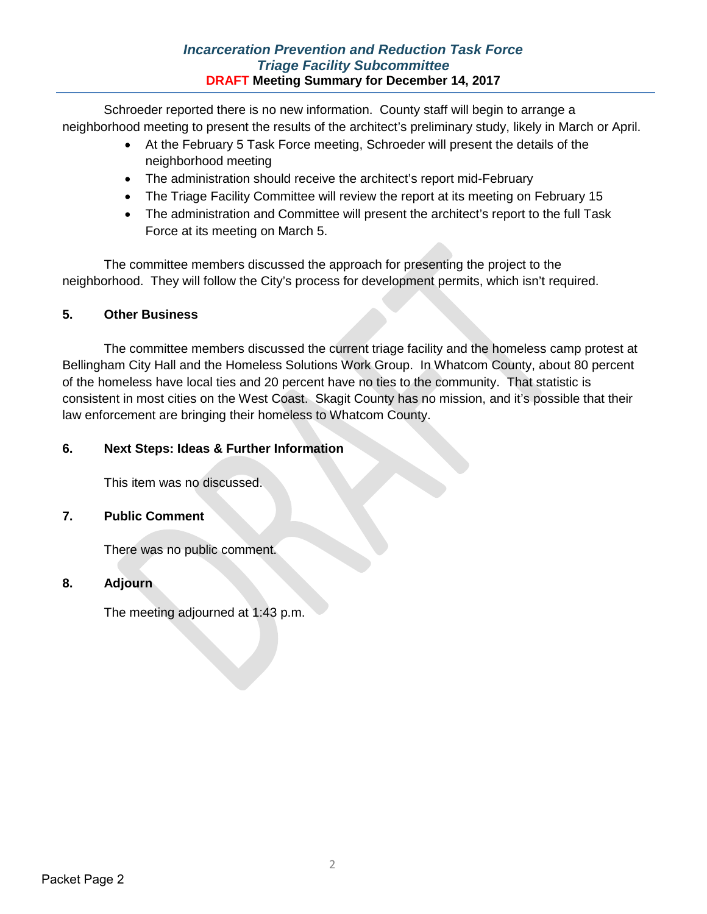Schroeder reported there is no new information. County staff will begin to arrange a neighborhood meeting to present the results of the architect's preliminary study, likely in March or April.

- At the February 5 Task Force meeting, Schroeder will present the details of the neighborhood meeting
- The administration should receive the architect's report mid-February
- The Triage Facility Committee will review the report at its meeting on February 15
- The administration and Committee will present the architect's report to the full Task Force at its meeting on March 5.

The committee members discussed the approach for presenting the project to the neighborhood. They will follow the City's process for development permits, which isn't required.

## 5. Other Business

The committee members discussed the current triage facility and the homeless camp protest at Bellingham City Hall and the Homeless Solutions Work Group. In Whatcom County, about 80 percent of the homeless have local ties and 20 percent have no ties to the community. That statistic is consistent in most cities on the West Coast. Skagit County has no mission, and it's possible that their law enforcement are bringing their homeless to Whatcom County.

## 6. Next Steps: Ideas & Further Information

This item was no discussed.

## 7. Public Comment

There was no public comment.

## 8. Adjourn

The meeting adjourned at 1:43 p.m.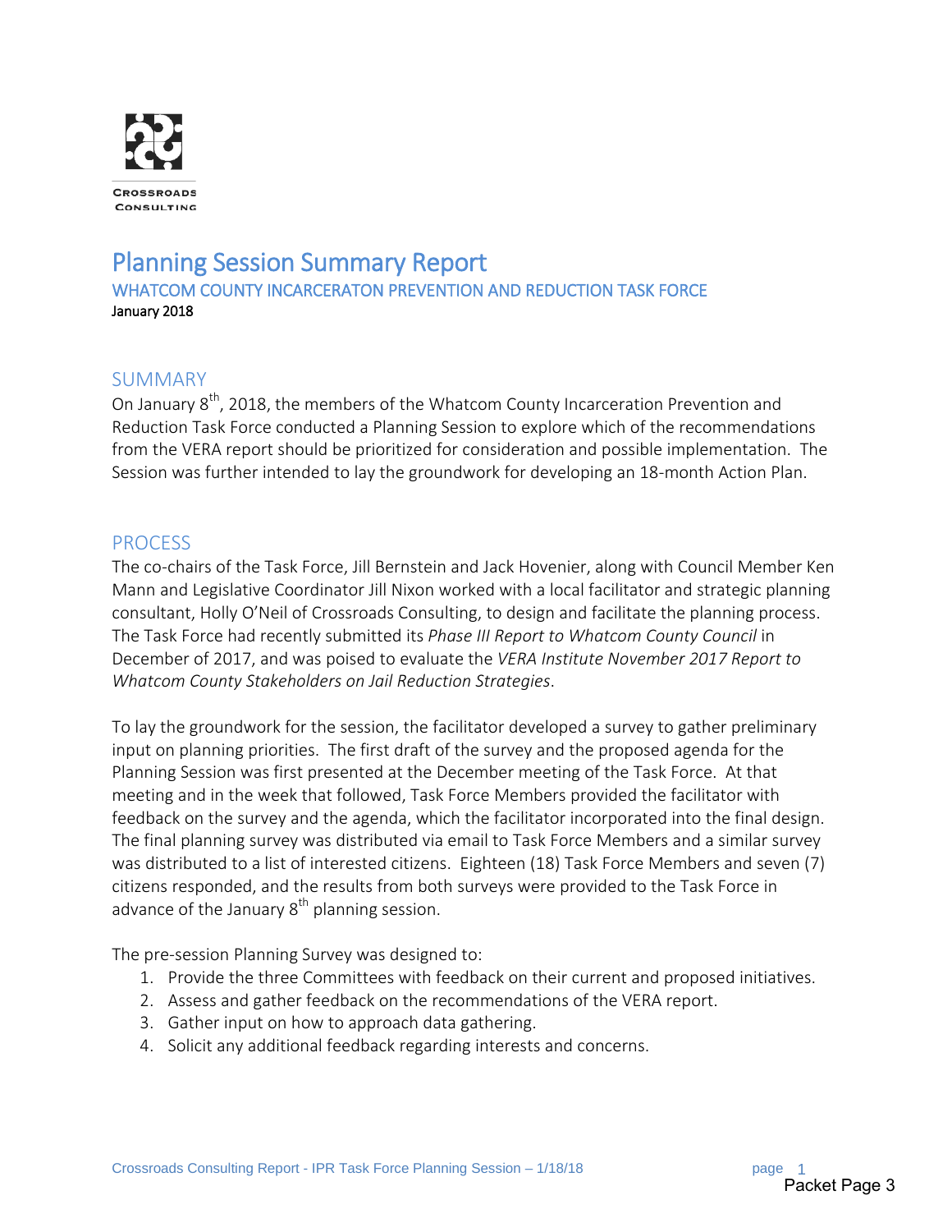CROSSROADS CONSULTING

# Planning Session Summary Report

## WHATCOM COUNTY INCARCERATON PREVENTION AND REDUCTION TASK FORCE

January 2018

## SUMMARY

On January 8th, 2018, the members of the Whatcom County Incarceration Prevention and Reduction Task Force conducted a Planning Session to explore which of the recommendations from the VERA report should be prioritized for consideration and possible implementation. The Session was further intended to lay the groundwork for developing an 18-month Action Plan.

## PROCESS

The co-chairs of the Task Force, Jill Bernstein and Jack Hovenier, along with Council Member Ken Mann and Legislative Coordinator Jill Nixon worked with a local facilitator and strategic planning consultant, Holly O'Neil of Crossroads Consulting, to design and facilitate the planning process. The Task Force had recently submitted its *Phase III Report to Whatcom County Council* in December of 2017, and was poised to evaluate the *VERA Institute November 2017 Report to Whatcom County Stakeholders on Jail Reduction Strategies*.

To lay the groundwork for the session, the facilitator developed a survey to gather preliminary input on planning priorities. The first draft of the survey and the proposed agenda for the Planning Session was first presented at the December meeting of the Task Force. At that meeting and in the week that followed, Task Force Members provided the facilitator with feedback on the survey and the agenda, which the facilitator incorporated into the final design. The final planning survey was distributed via email to Task Force Members and a similar survey was distributed to a list of interested citizens. Eighteen (18) Task Force Members and seven (7) citizens responded, and the results from both surveys were provided to the Task Force in advance of the January 8th planning session.

The pre-session Planning Survey was designed to:

1. Provide the three Committees with feedback on their current and proposed initiatives.
2. Assess and gather feedback on the recommendations of the VERA report.
3. Gather input on how to approach data gathering.
4. Solicit any additional feedback regarding interests and concerns.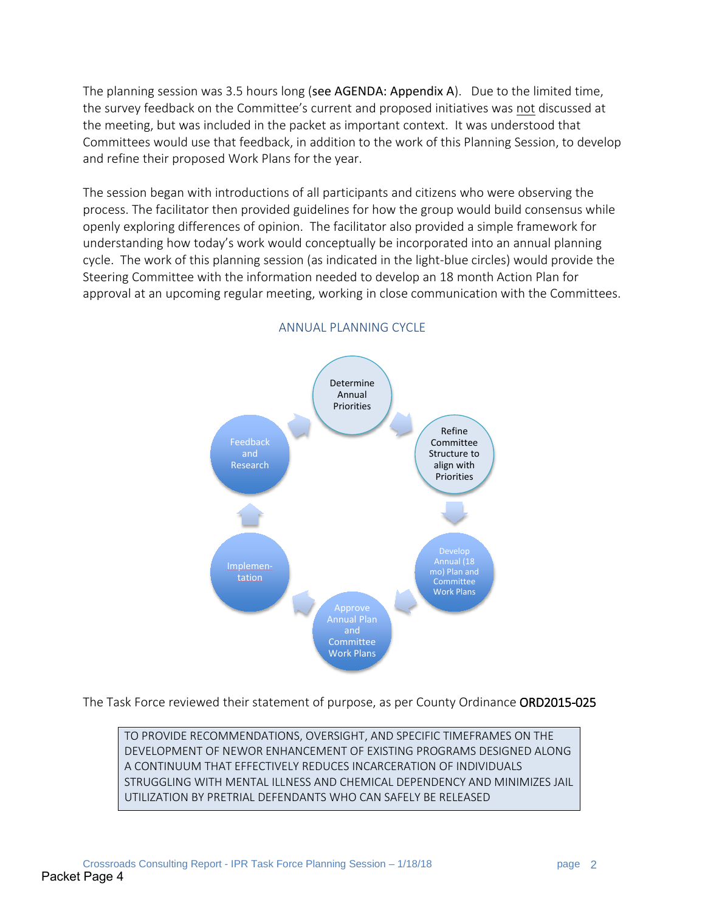The planning session was 3.5 hours long (**see AGENDA: Appendix A**). Due to the limited time, the survey feedback on the Committee's current and proposed initiatives was not discussed at the meeting, but was included in the packet as important context. It was understood that Committees would use that feedback, in addition to the work of this Planning Session, to develop and refine their proposed Work Plans for the year.

The session began with introductions of all participants and citizens who were observing the process. The facilitator then provided guidelines for how the group would build consensus while openly exploring differences of opinion. The facilitator also provided a simple framework for understanding how today's work would conceptually be incorporated into an annual planning cycle. The work of this planning session (as indicated in the light-blue circles) would provide the Steering Committee with the information needed to develop an 18 month Action Plan for approval at an upcoming regular meeting, working in close communication with the Committees.

ANNUAL PLANNING CYCLE

Determine Annual Priorities → Refine Committee Structure to align with Priorities → Develop Annual (18 mo) Plan and Committee Work Plans → Approve Annual Plan and Committee Work Plans → Implementation → Feedback and Research → Determine Annual Priorities

The Task Force reviewed their statement of purpose, as per County Ordinance **ORD2015-025**

> TO PROVIDE RECOMMENDATIONS, OVERSIGHT, AND SPECIFIC TIMEFRAMES ON THE DEVELOPMENT OF NEWOR ENHANCEMENT OF EXISTING PROGRAMS DESIGNED ALONG A CONTINUUM THAT EFFECTIVELY REDUCES INCARCERATION OF INDIVIDUALS STRUGGLING WITH MENTAL ILLNESS AND CHEMICAL DEPENDENCY AND MINIMIZES JAIL UTILIZATION BY PRETRIAL DEFENDANTS WHO CAN SAFELY BE RELEASED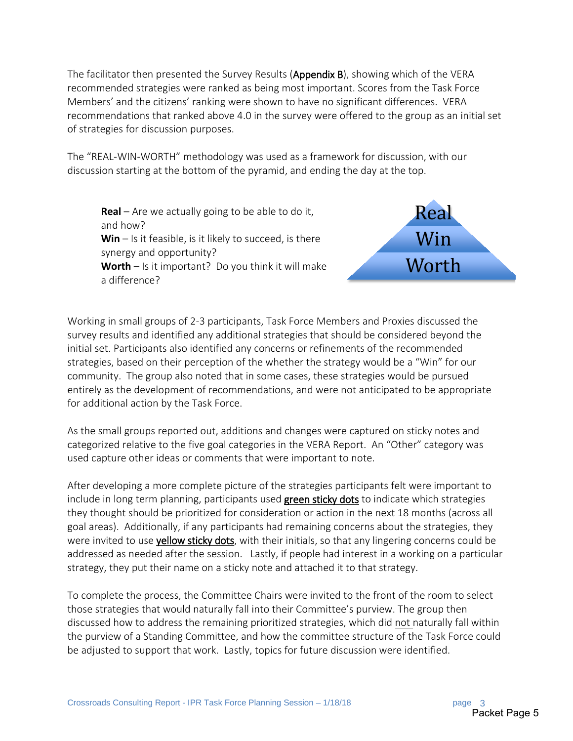The facilitator then presented the Survey Results (Appendix B), showing which of the VERA recommended strategies were ranked as being most important. Scores from the Task Force Members' and the citizens' ranking were shown to have no significant differences. VERA recommendations that ranked above 4.0 in the survey were offered to the group as an initial set of strategies for discussion purposes.

The "REAL-WIN-WORTH" methodology was used as a framework for discussion, with our discussion starting at the bottom of the pyramid, and ending the day at the top.

**Real** – Are we actually going to be able to do it, and how?
**Win** – Is it feasible, is it likely to succeed, is there synergy and opportunity?
**Worth** – Is it important? Do you think it will make a difference?

Real
Win
Worth

Working in small groups of 2-3 participants, Task Force Members and Proxies discussed the survey results and identified any additional strategies that should be considered beyond the initial set. Participants also identified any concerns or refinements of the recommended strategies, based on their perception of the whether the strategy would be a "Win" for our community. The group also noted that in some cases, these strategies would be pursued entirely as the development of recommendations, and were not anticipated to be appropriate for additional action by the Task Force.

As the small groups reported out, additions and changes were captured on sticky notes and categorized relative to the five goal categories in the VERA Report. An "Other" category was used capture other ideas or comments that were important to note.

After developing a more complete picture of the strategies participants felt were important to include in long term planning, participants used green sticky dots to indicate which strategies they thought should be prioritized for consideration or action in the next 18 months (across all goal areas). Additionally, if any participants had remaining concerns about the strategies, they were invited to use yellow sticky dots, with their initials, so that any lingering concerns could be addressed as needed after the session. Lastly, if people had interest in a working on a particular strategy, they put their name on a sticky note and attached it to that strategy.

To complete the process, the Committee Chairs were invited to the front of the room to select those strategies that would naturally fall into their Committee's purview. The group then discussed how to address the remaining prioritized strategies, which did not naturally fall within the purview of a Standing Committee, and how the committee structure of the Task Force could be adjusted to support that work. Lastly, topics for future discussion were identified.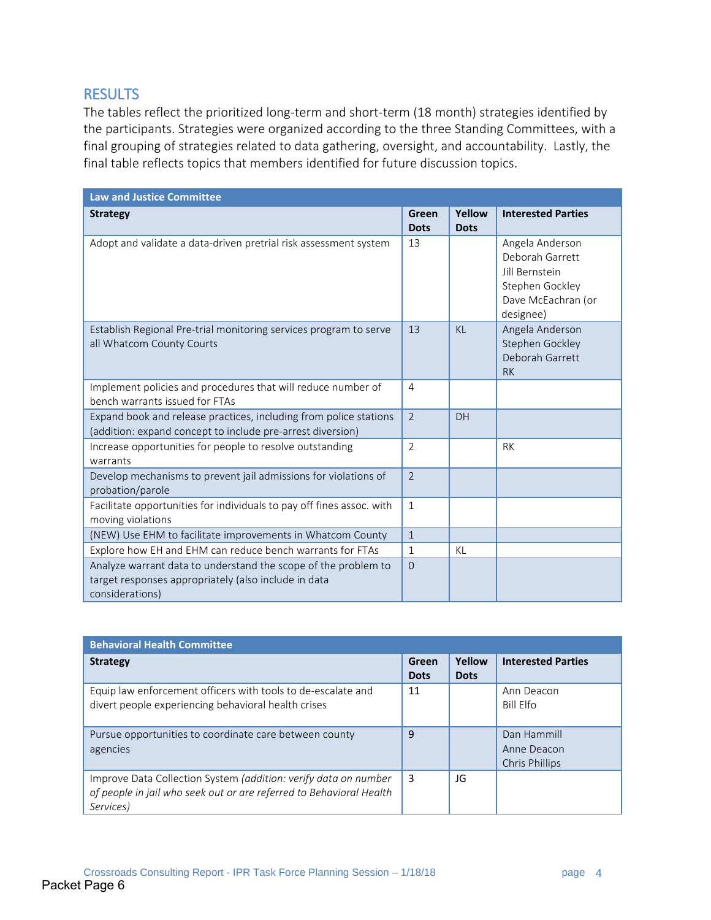## RESULTS

The tables reflect the prioritized long-term and short-term (18 month) strategies identified by the participants. Strategies were organized according to the three Standing Committees, with a final grouping of strategies related to data gathering, oversight, and accountability. Lastly, the final table reflects topics that members identified for future discussion topics.

| **Law and Justice Committee** | | | |
|---|---|---|---|
| **Strategy** | **Green Dots** | **Yellow Dots** | **Interested Parties** |
| Adopt and validate a data-driven pretrial risk assessment system | 13 | | Angela Anderson<br>Deborah Garrett<br>Jill Bernstein<br>Stephen Gockley<br>Dave McEachran (or designee) |
| Establish Regional Pre-trial monitoring services program to serve all Whatcom County Courts | 13 | KL | Angela Anderson<br>Stephen Gockley<br>Deborah Garrett<br>RK |
| Implement policies and procedures that will reduce number of bench warrants issued for FTAs | 4 | | |
| Expand book and release practices, including from police stations (addition: expand concept to include pre-arrest diversion) | 2 | DH | |
| Increase opportunities for people to resolve outstanding warrants | 2 | | RK |
| Develop mechanisms to prevent jail admissions for violations of probation/parole | 2 | | |
| Facilitate opportunities for individuals to pay off fines assoc. with moving violations | 1 | | |
| (NEW) Use EHM to facilitate improvements in Whatcom County | 1 | | |
| Explore how EH and EHM can reduce bench warrants for FTAs | 1 | KL | |
| Analyze warrant data to understand the scope of the problem to target responses appropriately (also include in data considerations) | 0 | | |

| **Behavioral Health Committee** | | | |
|---|---|---|---|
| **Strategy** | **Green Dots** | **Yellow Dots** | **Interested Parties** |
| Equip law enforcement officers with tools to de-escalate and divert people experiencing behavioral health crises | 11 | | Ann Deacon<br>Bill Elfo |
| Pursue opportunities to coordinate care between county agencies | 9 | | Dan Hammill<br>Anne Deacon<br>Chris Phillips |
| Improve Data Collection System *(addition: verify data on number of people in jail who seek out or are referred to Behavioral Health Services)* | 3 | JG | |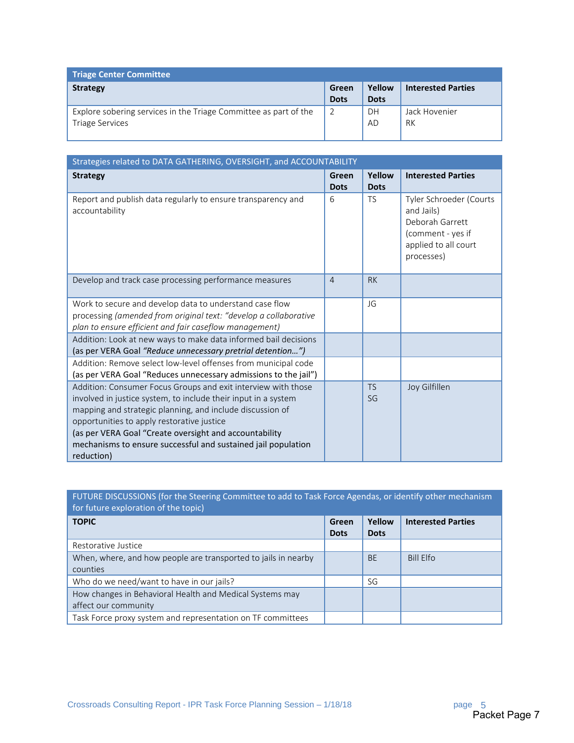| Triage Center Committee | | | |
|---|---|---|---|
| **Strategy** | **Green Dots** | **Yellow Dots** | **Interested Parties** |
| Explore sobering services in the Triage Committee as part of the Triage Services | 2 | DH<br>AD | Jack Hovenier<br>RK |

| Strategies related to DATA GATHERING, OVERSIGHT, and ACCOUNTABILITY | | | |
|---|---|---|---|
| **Strategy** | **Green Dots** | **Yellow Dots** | **Interested Parties** |
| Report and publish data regularly to ensure transparency and accountability | 6 | TS | Tyler Schroeder (Courts and Jails)<br>Deborah Garrett (comment - yes if applied to all court processes) |
| Develop and track case processing performance measures | 4 | RK | |
| Work to secure and develop data to understand case flow processing *(amended from original text: "develop a collaborative plan to ensure efficient and fair caseflow management)* | | JG | |
| Addition: Look at new ways to make data informed bail decisions (as per VERA Goal *"Reduce unnecessary pretrial detention…")* | | | |
| Addition: Remove select low-level offenses from municipal code (as per VERA Goal "Reduces unnecessary admissions to the jail") | | | |
| Addition: Consumer Focus Groups and exit interview with those involved in justice system, to include their input in a system mapping and strategic planning, and include discussion of opportunities to apply restorative justice<br>(as per VERA Goal "Create oversight and accountability mechanisms to ensure successful and sustained jail population reduction) | | TS<br>SG | Joy Gilfillen |

| FUTURE DISCUSSIONS (for the Steering Committee to add to Task Force Agendas, or identify other mechanism for future exploration of the topic) | | | |
|---|---|---|---|
| **TOPIC** | **Green Dots** | **Yellow Dots** | **Interested Parties** |
| Restorative Justice | | | |
| When, where, and how people are transported to jails in nearby counties | | BE | Bill Elfo |
| Who do we need/want to have in our jails? | | SG | |
| How changes in Behavioral Health and Medical Systems may affect our community | | | |
| Task Force proxy system and representation on TF committees | | | |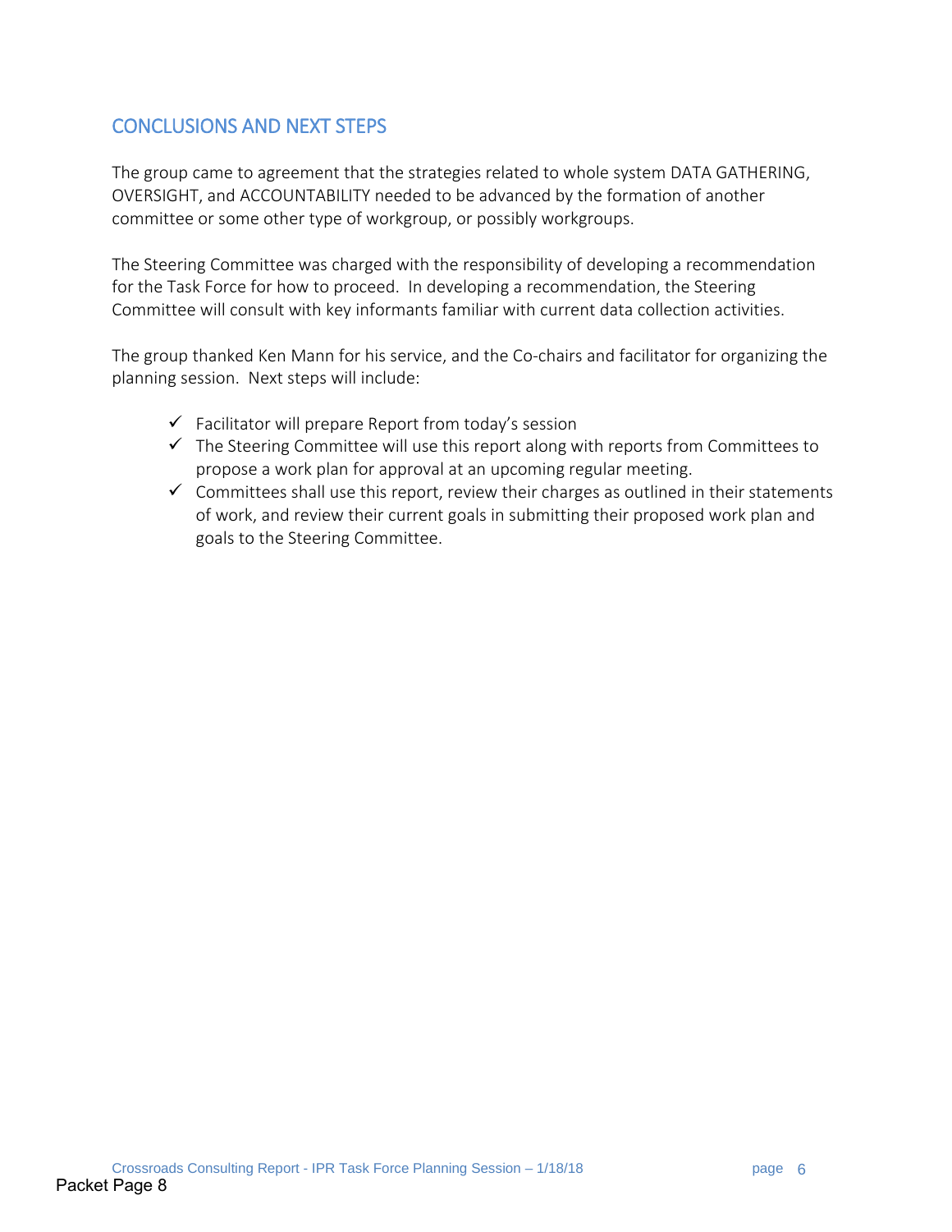## CONCLUSIONS AND NEXT STEPS

The group came to agreement that the strategies related to whole system DATA GATHERING, OVERSIGHT, and ACCOUNTABILITY needed to be advanced by the formation of another committee or some other type of workgroup, or possibly workgroups.

The Steering Committee was charged with the responsibility of developing a recommendation for the Task Force for how to proceed. In developing a recommendation, the Steering Committee will consult with key informants familiar with current data collection activities.

The group thanked Ken Mann for his service, and the Co-chairs and facilitator for organizing the planning session. Next steps will include:

- ✓ Facilitator will prepare Report from today's session
- ✓ The Steering Committee will use this report along with reports from Committees to propose a work plan for approval at an upcoming regular meeting.
- ✓ Committees shall use this report, review their charges as outlined in their statements of work, and review their current goals in submitting their proposed work plan and goals to the Steering Committee.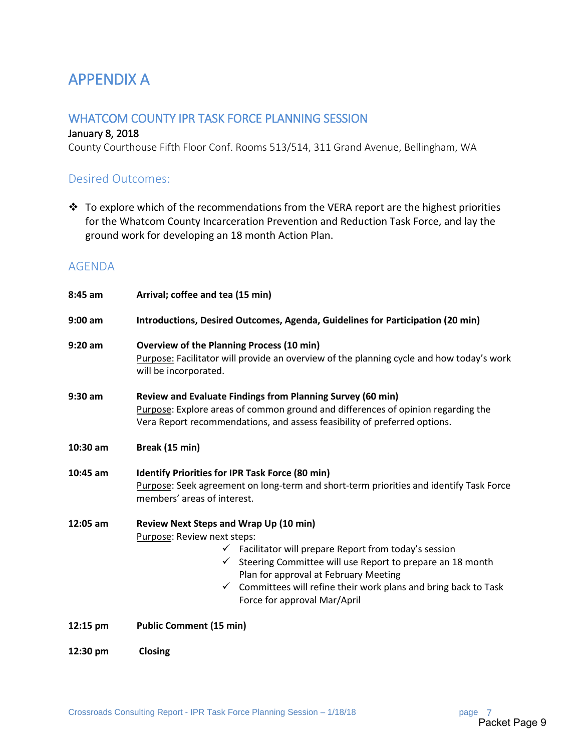# APPENDIX A

## WHATCOM COUNTY IPR TASK FORCE PLANNING SESSION

January 8, 2018

County Courthouse Fifth Floor Conf. Rooms 513/514, 311 Grand Avenue, Bellingham, WA

### Desired Outcomes:

- ❖ To explore which of the recommendations from the VERA report are the highest priorities for the Whatcom County Incarceration Prevention and Reduction Task Force, and lay the ground work for developing an 18 month Action Plan.

### AGENDA

**8:45 am** **Arrival; coffee and tea (15 min)**

**9:00 am** **Introductions, Desired Outcomes, Agenda, Guidelines for Participation (20 min)**

**9:20 am** **Overview of the Planning Process (10 min)**
Purpose: Facilitator will provide an overview of the planning cycle and how today's work will be incorporated.

**9:30 am** **Review and Evaluate Findings from Planning Survey (60 min)**
Purpose: Explore areas of common ground and differences of opinion regarding the Vera Report recommendations, and assess feasibility of preferred options.

**10:30 am** **Break (15 min)**

**10:45 am** **Identify Priorities for IPR Task Force (80 min)**
Purpose: Seek agreement on long-term and short-term priorities and identify Task Force members' areas of interest.

**12:05 am** **Review Next Steps and Wrap Up (10 min)**
Purpose: Review next steps:

- ✓ Facilitator will prepare Report from today's session
- ✓ Steering Committee will use Report to prepare an 18 month Plan for approval at February Meeting
- ✓ Committees will refine their work plans and bring back to Task Force for approval Mar/April

**12:15 pm** **Public Comment (15 min)**

**12:30 pm** **Closing**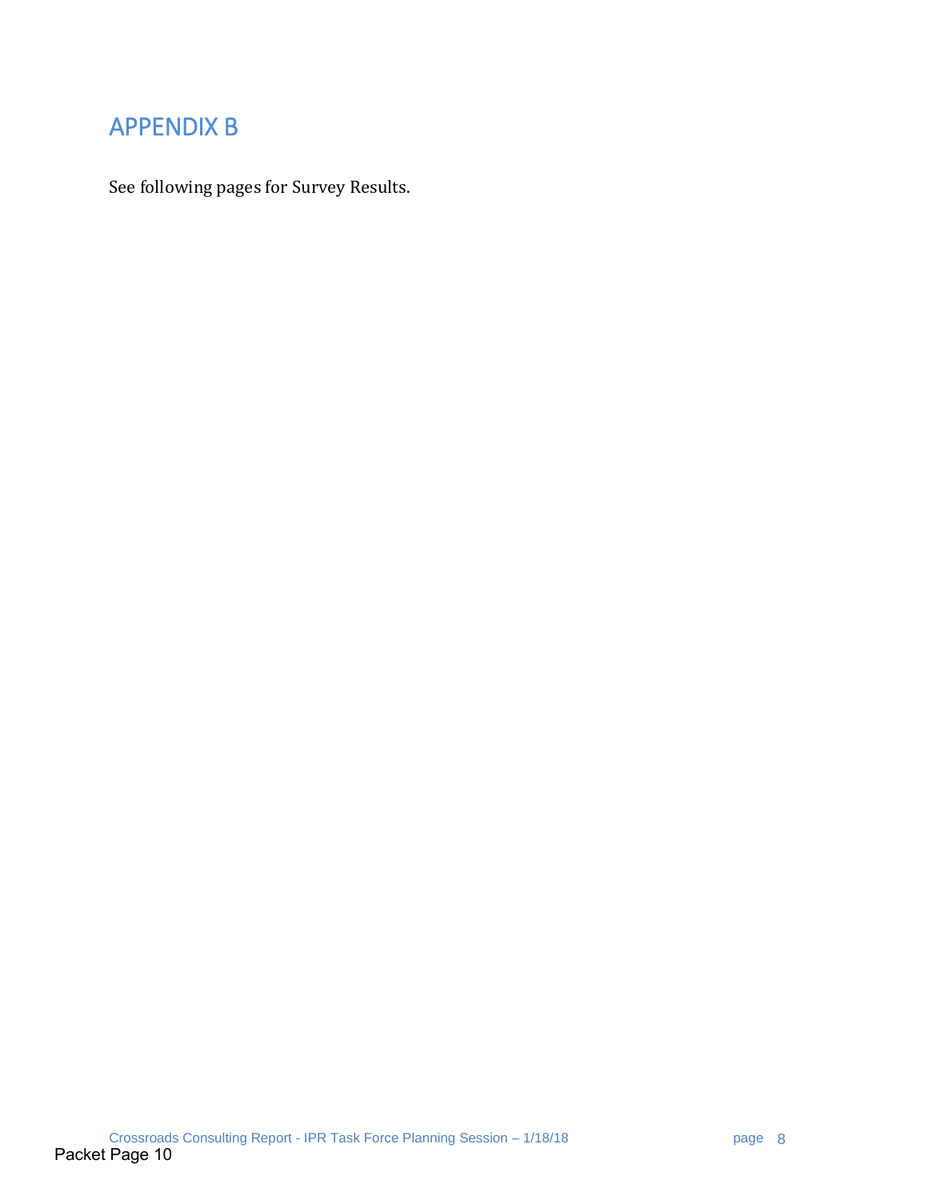# APPENDIX B

See following pages for Survey Results.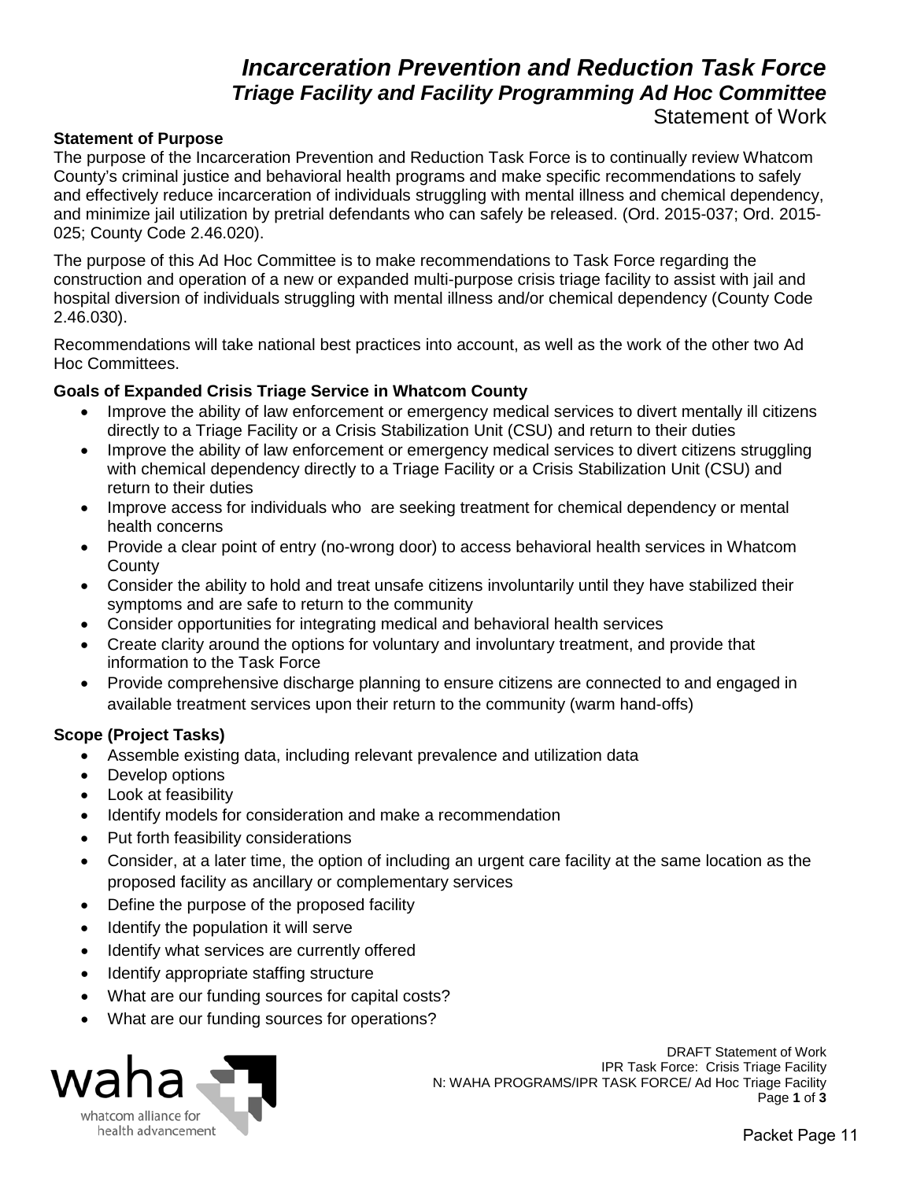# *Incarceration Prevention and Reduction Task Force*

## *Triage Facility and Facility Programming Ad Hoc Committee*

Statement of Work

**Statement of Purpose**

The purpose of the Incarceration Prevention and Reduction Task Force is to continually review Whatcom County's criminal justice and behavioral health programs and make specific recommendations to safely and effectively reduce incarceration of individuals struggling with mental illness and chemical dependency, and minimize jail utilization by pretrial defendants who can safely be released. (Ord. 2015-037; Ord. 2015-025; County Code 2.46.020).

The purpose of this Ad Hoc Committee is to make recommendations to Task Force regarding the construction and operation of a new or expanded multi-purpose crisis triage facility to assist with jail and hospital diversion of individuals struggling with mental illness and/or chemical dependency (County Code 2.46.030).

Recommendations will take national best practices into account, as well as the work of the other two Ad Hoc Committees.

**Goals of Expanded Crisis Triage Service in Whatcom County**

- Improve the ability of law enforcement or emergency medical services to divert mentally ill citizens directly to a Triage Facility or a Crisis Stabilization Unit (CSU) and return to their duties
- Improve the ability of law enforcement or emergency medical services to divert citizens struggling with chemical dependency directly to a Triage Facility or a Crisis Stabilization Unit (CSU) and return to their duties
- Improve access for individuals who are seeking treatment for chemical dependency or mental health concerns
- Provide a clear point of entry (no-wrong door) to access behavioral health services in Whatcom County
- Consider the ability to hold and treat unsafe citizens involuntarily until they have stabilized their symptoms and are safe to return to the community
- Consider opportunities for integrating medical and behavioral health services
- Create clarity around the options for voluntary and involuntary treatment, and provide that information to the Task Force
- Provide comprehensive discharge planning to ensure citizens are connected to and engaged in available treatment services upon their return to the community (warm hand-offs)

**Scope (Project Tasks)**

- Assemble existing data, including relevant prevalence and utilization data
- Develop options
- Look at feasibility
- Identify models for consideration and make a recommendation
- Put forth feasibility considerations
- Consider, at a later time, the option of including an urgent care facility at the same location as the proposed facility as ancillary or complementary services
- Define the purpose of the proposed facility
- Identify the population it will serve
- Identify what services are currently offered
- Identify appropriate staffing structure
- What are our funding sources for capital costs?
- What are our funding sources for operations?

DRAFT Statement of Work
IPR Task Force: Crisis Triage Facility
N: WAHA PROGRAMS/IPR TASK FORCE/ Ad Hoc Triage Facility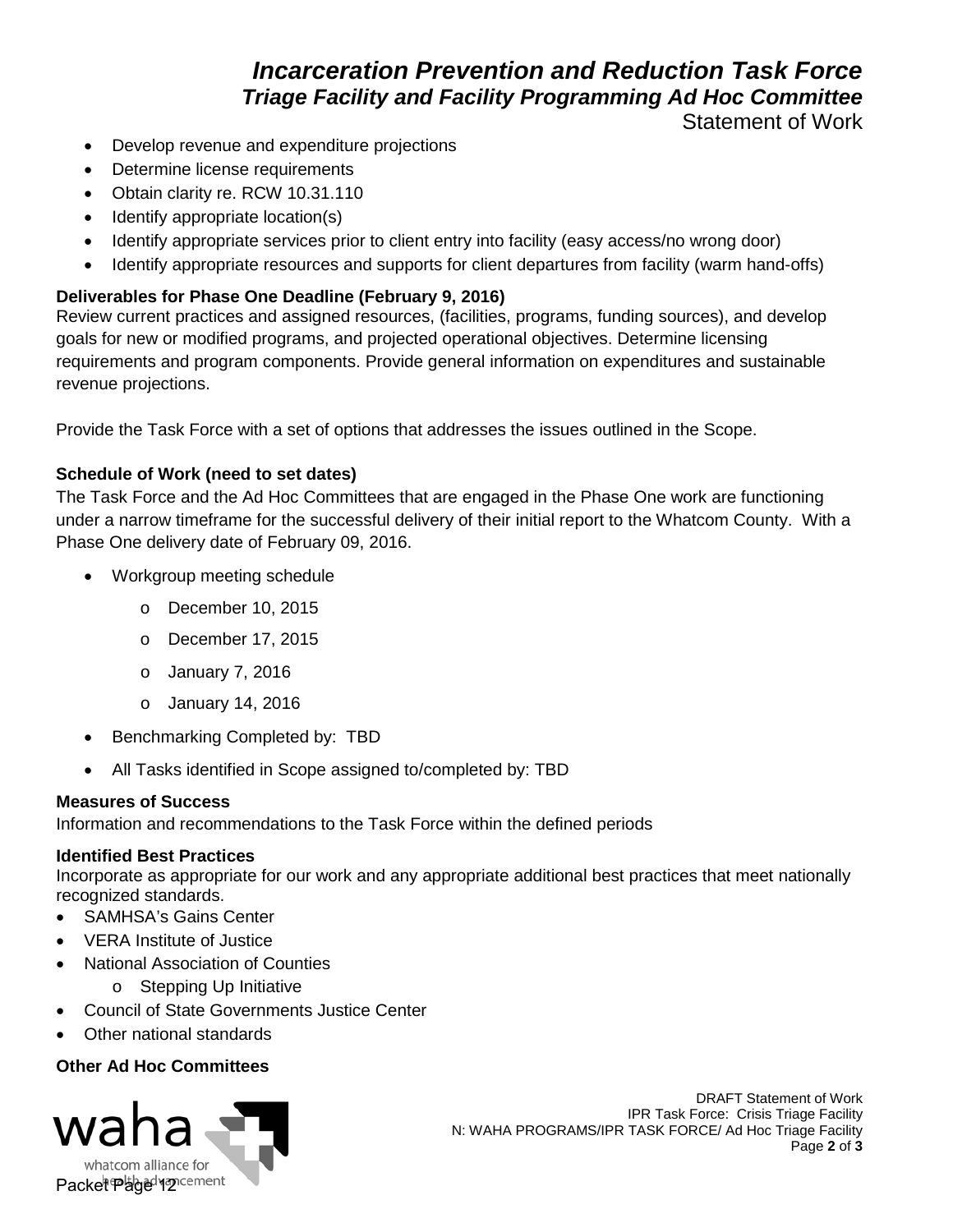- Develop revenue and expenditure projections
- Determine license requirements
- Obtain clarity re. RCW 10.31.110
- Identify appropriate location(s)
- Identify appropriate services prior to client entry into facility (easy access/no wrong door)
- Identify appropriate resources and supports for client departures from facility (warm hand-offs)

**Deliverables for Phase One Deadline (February 9, 2016)**

Review current practices and assigned resources, (facilities, programs, funding sources), and develop goals for new or modified programs, and projected operational objectives. Determine licensing requirements and program components. Provide general information on expenditures and sustainable revenue projections.

Provide the Task Force with a set of options that addresses the issues outlined in the Scope.

**Schedule of Work (need to set dates)**

The Task Force and the Ad Hoc Committees that are engaged in the Phase One work are functioning under a narrow timeframe for the successful delivery of their initial report to the Whatcom County. With a Phase One delivery date of February 09, 2016.

- Workgroup meeting schedule
  - December 10, 2015
  - December 17, 2015
  - January 7, 2016
  - January 14, 2016
- Benchmarking Completed by: TBD
- All Tasks identified in Scope assigned to/completed by: TBD

**Measures of Success**

Information and recommendations to the Task Force within the defined periods

**Identified Best Practices**

Incorporate as appropriate for our work and any appropriate additional best practices that meet nationally recognized standards.

- SAMHSA's Gains Center
- VERA Institute of Justice
- National Association of Counties
  - Stepping Up Initiative
- Council of State Governments Justice Center
- Other national standards

**Other Ad Hoc Committees**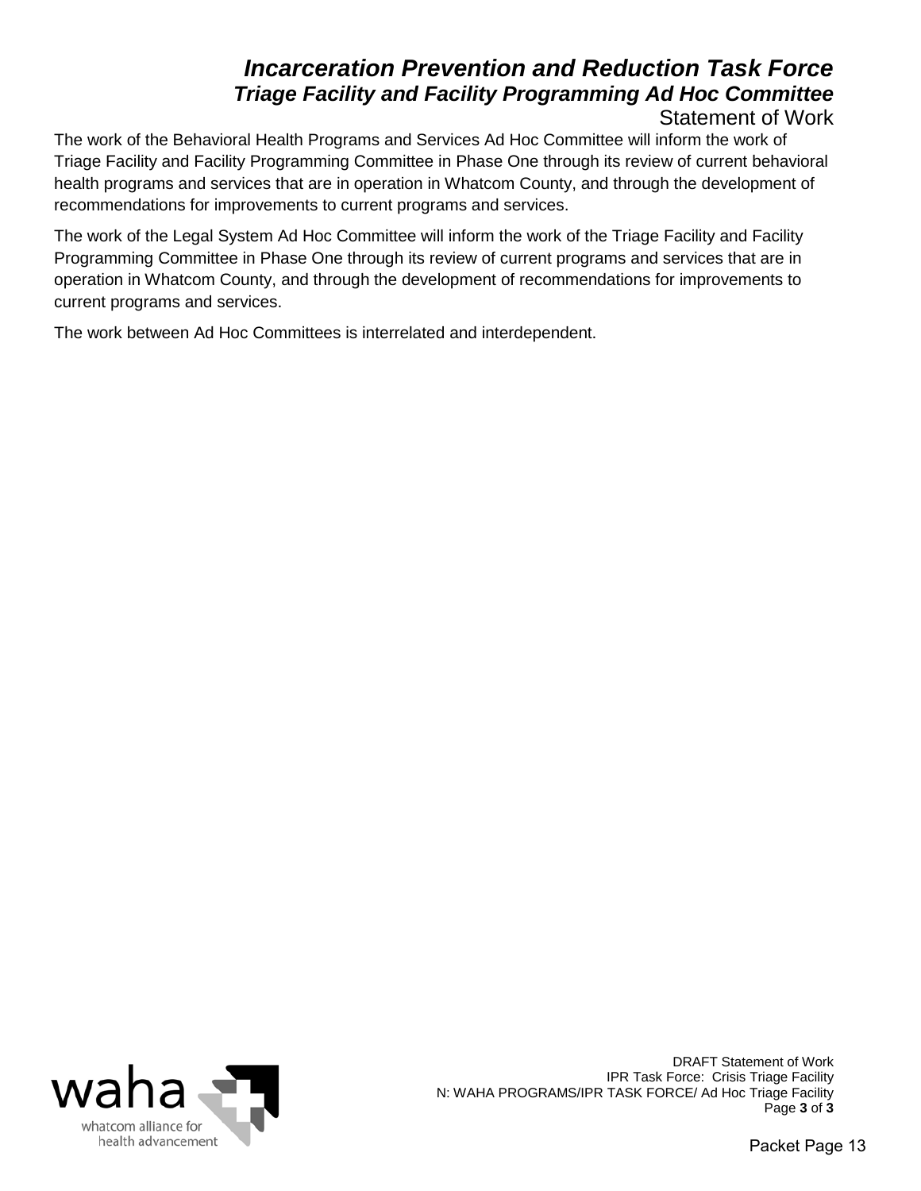# *Incarceration Prevention and Reduction Task Force*
## *Triage Facility and Facility Programming Ad Hoc Committee*
### Statement of Work

The work of the Behavioral Health Programs and Services Ad Hoc Committee will inform the work of Triage Facility and Facility Programming Committee in Phase One through its review of current behavioral health programs and services that are in operation in Whatcom County, and through the development of recommendations for improvements to current programs and services.

The work of the Legal System Ad Hoc Committee will inform the work of the Triage Facility and Facility Programming Committee in Phase One through its review of current programs and services that are in operation in Whatcom County, and through the development of recommendations for improvements to current programs and services.

The work between Ad Hoc Committees is interrelated and interdependent.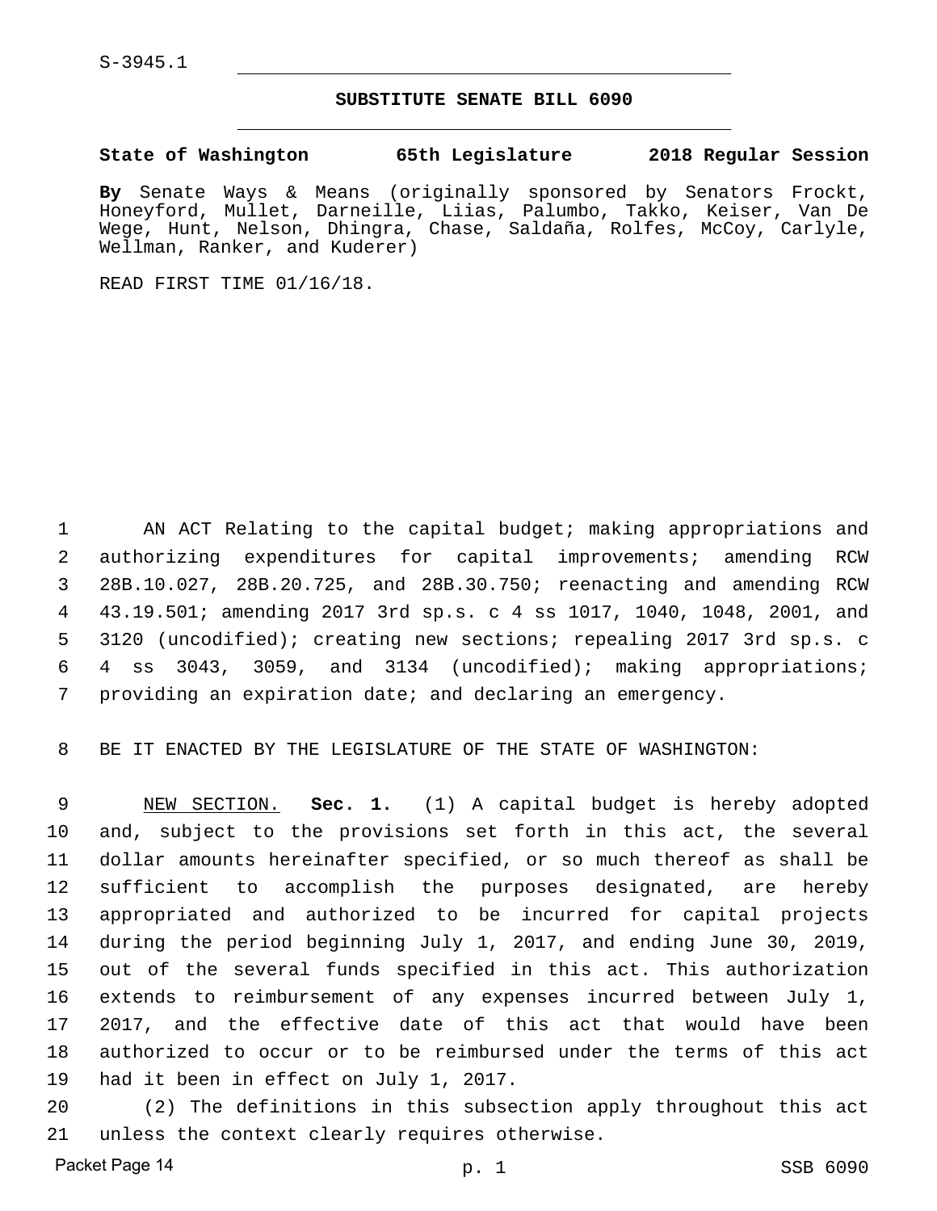S-3945.1

## SUBSTITUTE SENATE BILL 6090

**State of Washington 65th Legislature 2018 Regular Session**

**By** Senate Ways & Means (originally sponsored by Senators Frockt, Honeyford, Mullet, Darneille, Liias, Palumbo, Takko, Keiser, Van De Wege, Hunt, Nelson, Dhingra, Chase, Saldaña, Rolfes, McCoy, Carlyle, Wellman, Ranker, and Kuderer)

READ FIRST TIME 01/16/18.

1 AN ACT Relating to the capital budget; making appropriations and 2 authorizing expenditures for capital improvements; amending RCW 3 28B.10.027, 28B.20.725, and 28B.30.750; reenacting and amending RCW 4 43.19.501; amending 2017 3rd sp.s. c 4 ss 1017, 1040, 1048, 2001, and 5 3120 (uncodified); creating new sections; repealing 2017 3rd sp.s. c 6 4 ss 3043, 3059, and 3134 (uncodified); making appropriations; 7 providing an expiration date; and declaring an emergency.

8 BE IT ENACTED BY THE LEGISLATURE OF THE STATE OF WASHINGTON:

9 NEW SECTION. **Sec. 1.** (1) A capital budget is hereby adopted 10 and, subject to the provisions set forth in this act, the several 11 dollar amounts hereinafter specified, or so much thereof as shall be 12 sufficient to accomplish the purposes designated, are hereby 13 appropriated and authorized to be incurred for capital projects 14 during the period beginning July 1, 2017, and ending June 30, 2019, 15 out of the several funds specified in this act. This authorization 16 extends to reimbursement of any expenses incurred between July 1, 17 2017, and the effective date of this act that would have been 18 authorized to occur or to be reimbursed under the terms of this act 19 had it been in effect on July 1, 2017.

20 (2) The definitions in this subsection apply throughout this act 21 unless the context clearly requires otherwise.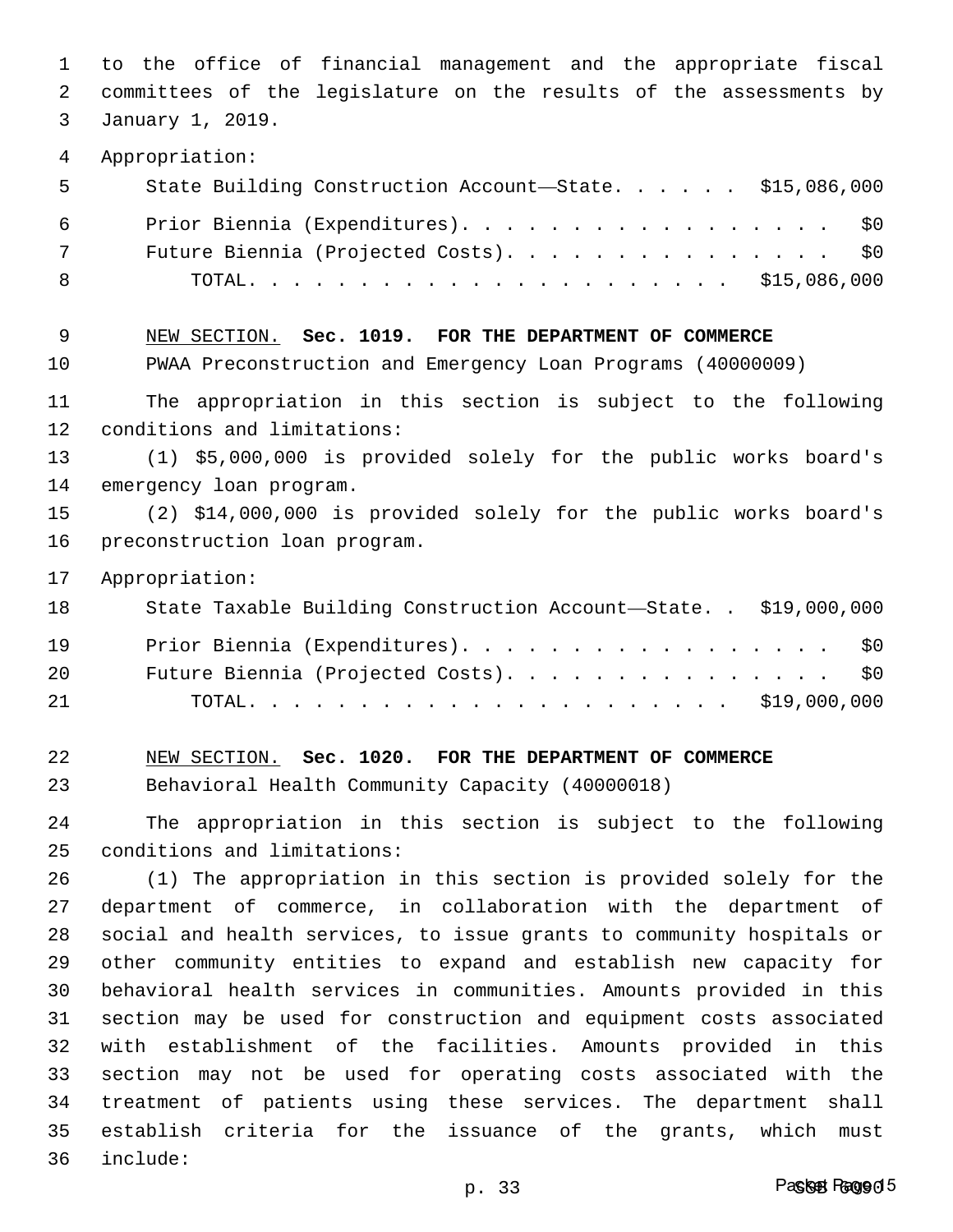to the office of financial management and the appropriate fiscal committees of the legislature on the results of the assessments by January 1, 2019.

Appropriation:

| | |
|---|---|
| State Building Construction Account—State. . . . . . | $15,086,000 |
| Prior Biennia (Expenditures). . . . . . . . . . . . . . . . . . | $0 |
| Future Biennia (Projected Costs). . . . . . . . . . . . . . . | $0 |
| TOTAL. . . . . . . . . . . . . . . . . . . . . . . | $15,086,000 |

NEW SECTION. **Sec. 1019. FOR THE DEPARTMENT OF COMMERCE**

PWAA Preconstruction and Emergency Loan Programs (40000009)

The appropriation in this section is subject to the following conditions and limitations:

(1) $5,000,000 is provided solely for the public works board's emergency loan program.

(2) $14,000,000 is provided solely for the public works board's preconstruction loan program.

Appropriation:

| | |
|---|---|
| State Taxable Building Construction Account—State. . | $19,000,000 |
| Prior Biennia (Expenditures). . . . . . . . . . . . . . . . . . | $0 |
| Future Biennia (Projected Costs). . . . . . . . . . . . . . . | $0 |
| TOTAL. . . . . . . . . . . . . . . . . . . . . . . | $19,000,000 |

NEW SECTION. **Sec. 1020. FOR THE DEPARTMENT OF COMMERCE**

Behavioral Health Community Capacity (40000018)

The appropriation in this section is subject to the following conditions and limitations:

(1) The appropriation in this section is provided solely for the department of commerce, in collaboration with the department of social and health services, to issue grants to community hospitals or other community entities to expand and establish new capacity for behavioral health services in communities. Amounts provided in this section may be used for construction and equipment costs associated with establishment of the facilities. Amounts provided in this section may not be used for operating costs associated with the treatment of patients using these services. The department shall establish criteria for the issuance of the grants, which must include: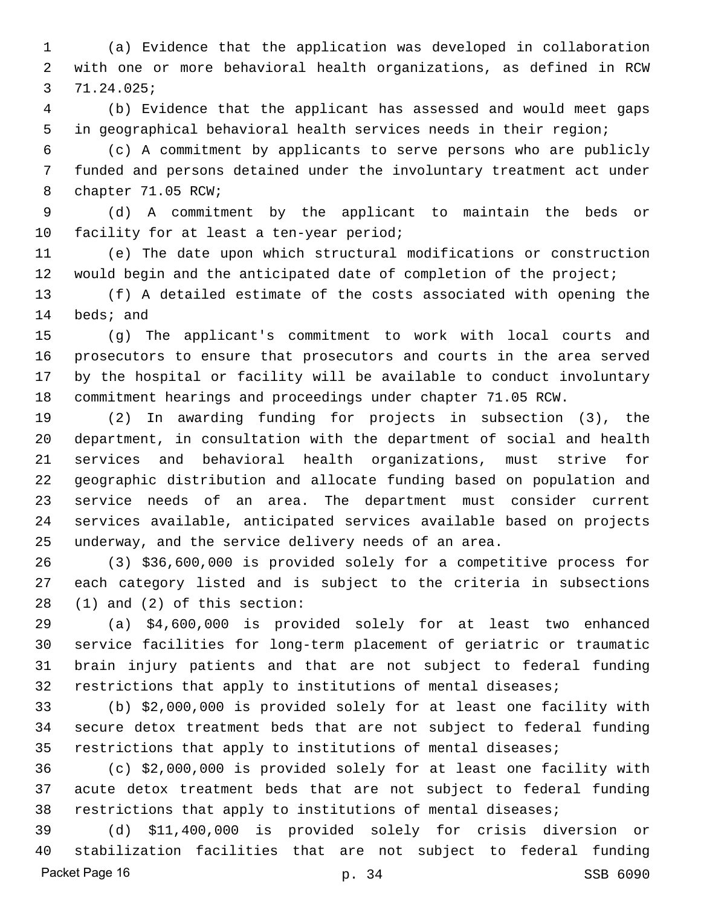(a) Evidence that the application was developed in collaboration with one or more behavioral health organizations, as defined in RCW 71.24.025;

(b) Evidence that the applicant has assessed and would meet gaps in geographical behavioral health services needs in their region;

(c) A commitment by applicants to serve persons who are publicly funded and persons detained under the involuntary treatment act under chapter 71.05 RCW;

(d) A commitment by the applicant to maintain the beds or facility for at least a ten-year period;

(e) The date upon which structural modifications or construction would begin and the anticipated date of completion of the project;

(f) A detailed estimate of the costs associated with opening the beds; and

(g) The applicant's commitment to work with local courts and prosecutors to ensure that prosecutors and courts in the area served by the hospital or facility will be available to conduct involuntary commitment hearings and proceedings under chapter 71.05 RCW.

(2) In awarding funding for projects in subsection (3), the department, in consultation with the department of social and health services and behavioral health organizations, must strive for geographic distribution and allocate funding based on population and service needs of an area. The department must consider current services available, anticipated services available based on projects underway, and the service delivery needs of an area.

(3) $36,600,000 is provided solely for a competitive process for each category listed and is subject to the criteria in subsections (1) and (2) of this section:

(a) $4,600,000 is provided solely for at least two enhanced service facilities for long-term placement of geriatric or traumatic brain injury patients and that are not subject to federal funding restrictions that apply to institutions of mental diseases;

(b) $2,000,000 is provided solely for at least one facility with secure detox treatment beds that are not subject to federal funding restrictions that apply to institutions of mental diseases;

(c) $2,000,000 is provided solely for at least one facility with acute detox treatment beds that are not subject to federal funding restrictions that apply to institutions of mental diseases;

(d) $11,400,000 is provided solely for crisis diversion or stabilization facilities that are not subject to federal funding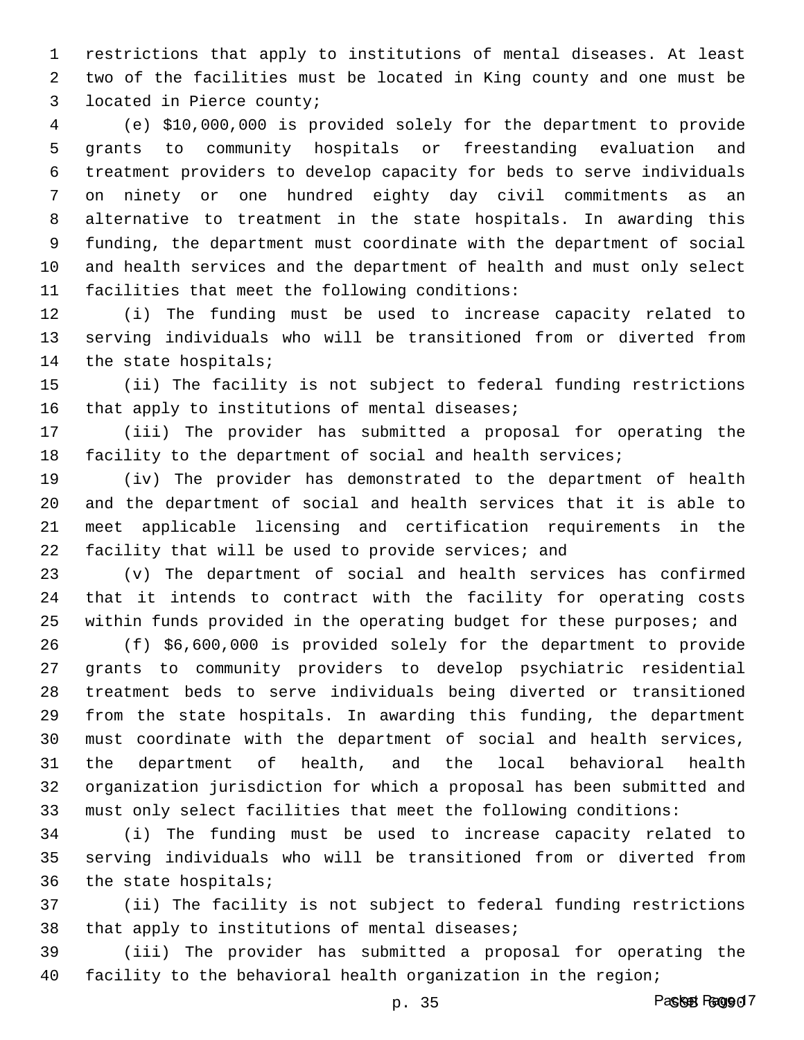restrictions that apply to institutions of mental diseases. At least two of the facilities must be located in King county and one must be located in Pierce county;

(e) $10,000,000 is provided solely for the department to provide grants to community hospitals or freestanding evaluation and treatment providers to develop capacity for beds to serve individuals on ninety or one hundred eighty day civil commitments as an alternative to treatment in the state hospitals. In awarding this funding, the department must coordinate with the department of social and health services and the department of health and must only select facilities that meet the following conditions:

(i) The funding must be used to increase capacity related to serving individuals who will be transitioned from or diverted from the state hospitals;

(ii) The facility is not subject to federal funding restrictions that apply to institutions of mental diseases;

(iii) The provider has submitted a proposal for operating the facility to the department of social and health services;

(iv) The provider has demonstrated to the department of health and the department of social and health services that it is able to meet applicable licensing and certification requirements in the facility that will be used to provide services; and

(v) The department of social and health services has confirmed that it intends to contract with the facility for operating costs within funds provided in the operating budget for these purposes; and

(f) $6,600,000 is provided solely for the department to provide grants to community providers to develop psychiatric residential treatment beds to serve individuals being diverted or transitioned from the state hospitals. In awarding this funding, the department must coordinate with the department of social and health services, the department of health, and the local behavioral health organization jurisdiction for which a proposal has been submitted and must only select facilities that meet the following conditions:

(i) The funding must be used to increase capacity related to serving individuals who will be transitioned from or diverted from the state hospitals;

(ii) The facility is not subject to federal funding restrictions that apply to institutions of mental diseases;

(iii) The provider has submitted a proposal for operating the facility to the behavioral health organization in the region;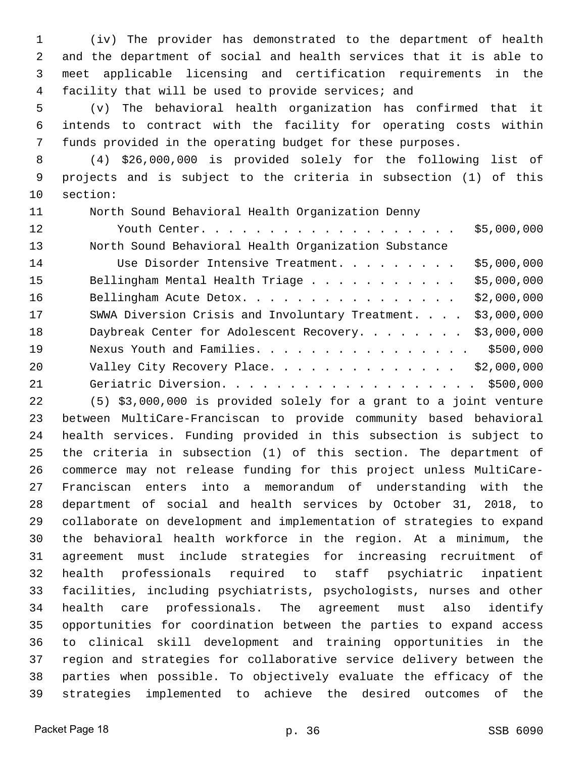(iv) The provider has demonstrated to the department of health and the department of social and health services that it is able to meet applicable licensing and certification requirements in the facility that will be used to provide services; and

(v) The behavioral health organization has confirmed that it intends to contract with the facility for operating costs within funds provided in the operating budget for these purposes.

(4) $26,000,000 is provided solely for the following list of projects and is subject to the criteria in subsection (1) of this section:

| Project | Amount |
| --- | --- |
| North Sound Behavioral Health Organization Denny Youth Center | $5,000,000 |
| North Sound Behavioral Health Organization Substance Use Disorder Intensive Treatment | $5,000,000 |
| Bellingham Mental Health Triage | $5,000,000 |
| Bellingham Acute Detox | $2,000,000 |
| SWWA Diversion Crisis and Involuntary Treatment | $3,000,000 |
| Daybreak Center for Adolescent Recovery | $3,000,000 |
| Nexus Youth and Families | $500,000 |
| Valley City Recovery Place | $2,000,000 |
| Geriatric Diversion | $500,000 |

(5) $3,000,000 is provided solely for a grant to a joint venture between MultiCare-Franciscan to provide community based behavioral health services. Funding provided in this subsection is subject to the criteria in subsection (1) of this section. The department of commerce may not release funding for this project unless MultiCare-Franciscan enters into a memorandum of understanding with the department of social and health services by October 31, 2018, to collaborate on development and implementation of strategies to expand the behavioral health workforce in the region. At a minimum, the agreement must include strategies for increasing recruitment of health professionals required to staff psychiatric inpatient facilities, including psychiatrists, psychologists, nurses and other health care professionals. The agreement must also identify opportunities for coordination between the parties to expand access to clinical skill development and training opportunities in the region and strategies for collaborative service delivery between the parties when possible. To objectively evaluate the efficacy of the strategies implemented to achieve the desired outcomes of the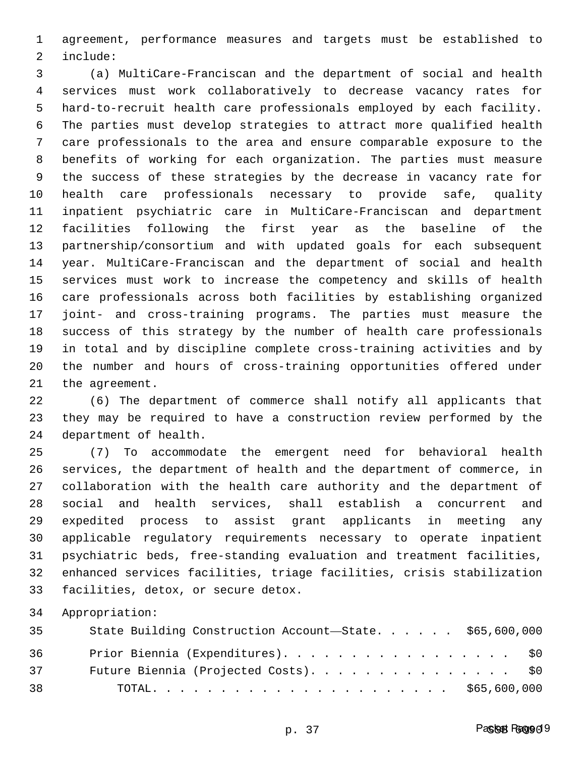agreement, performance measures and targets must be established to include:

(a) MultiCare-Franciscan and the department of social and health services must work collaboratively to decrease vacancy rates for hard-to-recruit health care professionals employed by each facility. The parties must develop strategies to attract more qualified health care professionals to the area and ensure comparable exposure to the benefits of working for each organization. The parties must measure the success of these strategies by the decrease in vacancy rate for health care professionals necessary to provide safe, quality inpatient psychiatric care in MultiCare-Franciscan and department facilities following the first year as the baseline of the partnership/consortium and with updated goals for each subsequent year. MultiCare-Franciscan and the department of social and health services must work to increase the competency and skills of health care professionals across both facilities by establishing organized joint- and cross-training programs. The parties must measure the success of this strategy by the number of health care professionals in total and by discipline complete cross-training activities and by the number and hours of cross-training opportunities offered under the agreement.

(6) The department of commerce shall notify all applicants that they may be required to have a construction review performed by the department of health.

(7) To accommodate the emergent need for behavioral health services, the department of health and the department of commerce, in collaboration with the health care authority and the department of social and health services, shall establish a concurrent and expedited process to assist grant applicants in meeting any applicable regulatory requirements necessary to operate inpatient psychiatric beds, free-standing evaluation and treatment facilities, enhanced services facilities, triage facilities, crisis stabilization facilities, detox, or secure detox.

Appropriation:

| | |
|---|---|
| State Building Construction Account—State | $65,600,000 |
| Prior Biennia (Expenditures) | $0 |
| Future Biennia (Projected Costs) | $0 |
| TOTAL | $65,600,000 |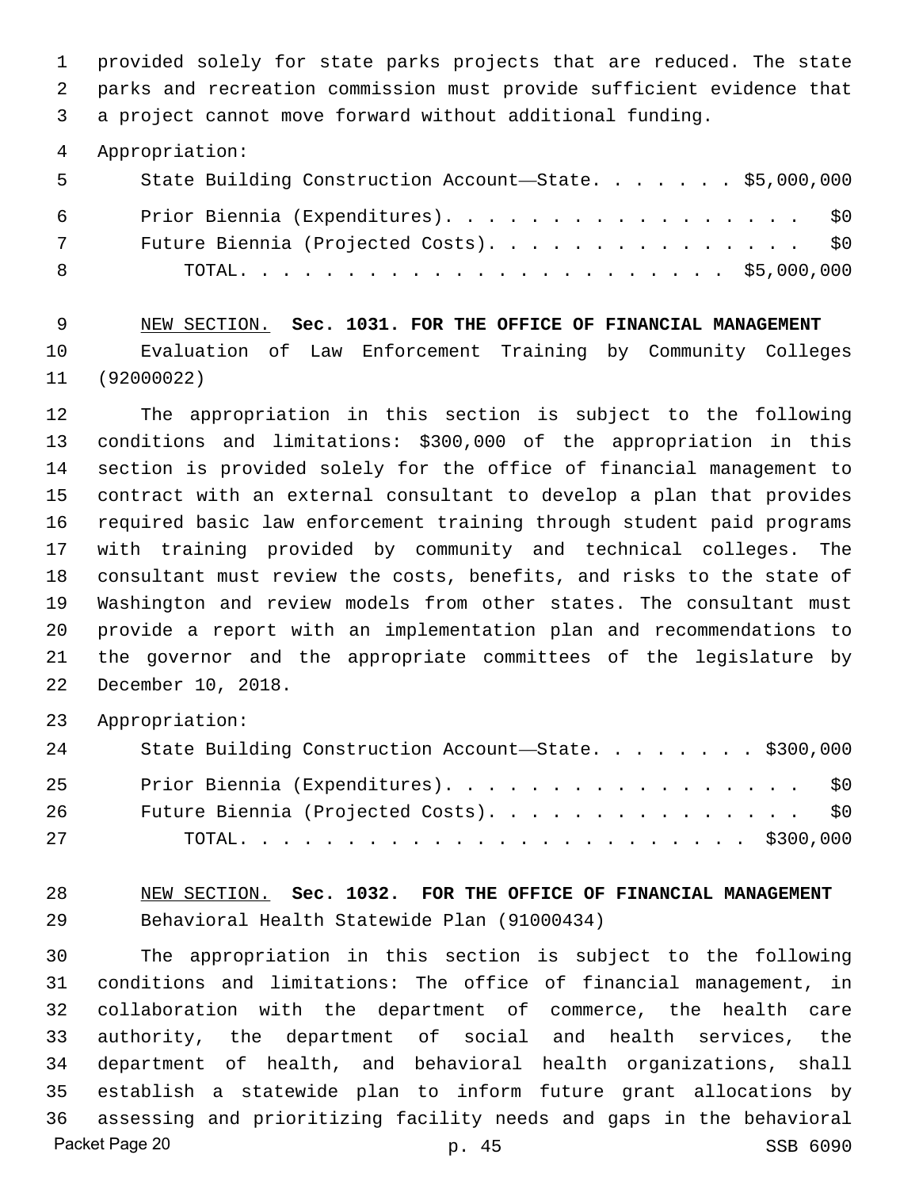provided solely for state parks projects that are reduced. The state parks and recreation commission must provide sufficient evidence that a project cannot move forward without additional funding.

Appropriation:

| | |
|---|---|
| State Building Construction Account—State | $5,000,000 |
| Prior Biennia (Expenditures) | $0 |
| Future Biennia (Projected Costs) | $0 |
| TOTAL | $5,000,000 |

NEW SECTION. **Sec. 1031. FOR THE OFFICE OF FINANCIAL MANAGEMENT**

Evaluation of Law Enforcement Training by Community Colleges (92000022)

The appropriation in this section is subject to the following conditions and limitations: $300,000 of the appropriation in this section is provided solely for the office of financial management to contract with an external consultant to develop a plan that provides required basic law enforcement training through student paid programs with training provided by community and technical colleges. The consultant must review the costs, benefits, and risks to the state of Washington and review models from other states. The consultant must provide a report with an implementation plan and recommendations to the governor and the appropriate committees of the legislature by December 10, 2018.

Appropriation:

| | |
|---|---|
| State Building Construction Account—State | $300,000 |
| Prior Biennia (Expenditures) | $0 |
| Future Biennia (Projected Costs) | $0 |
| TOTAL | $300,000 |

NEW SECTION. **Sec. 1032. FOR THE OFFICE OF FINANCIAL MANAGEMENT**

Behavioral Health Statewide Plan (91000434)

The appropriation in this section is subject to the following conditions and limitations: The office of financial management, in collaboration with the department of commerce, the health care authority, the department of social and health services, the department of health, and behavioral health organizations, shall establish a statewide plan to inform future grant allocations by assessing and prioritizing facility needs and gaps in the behavioral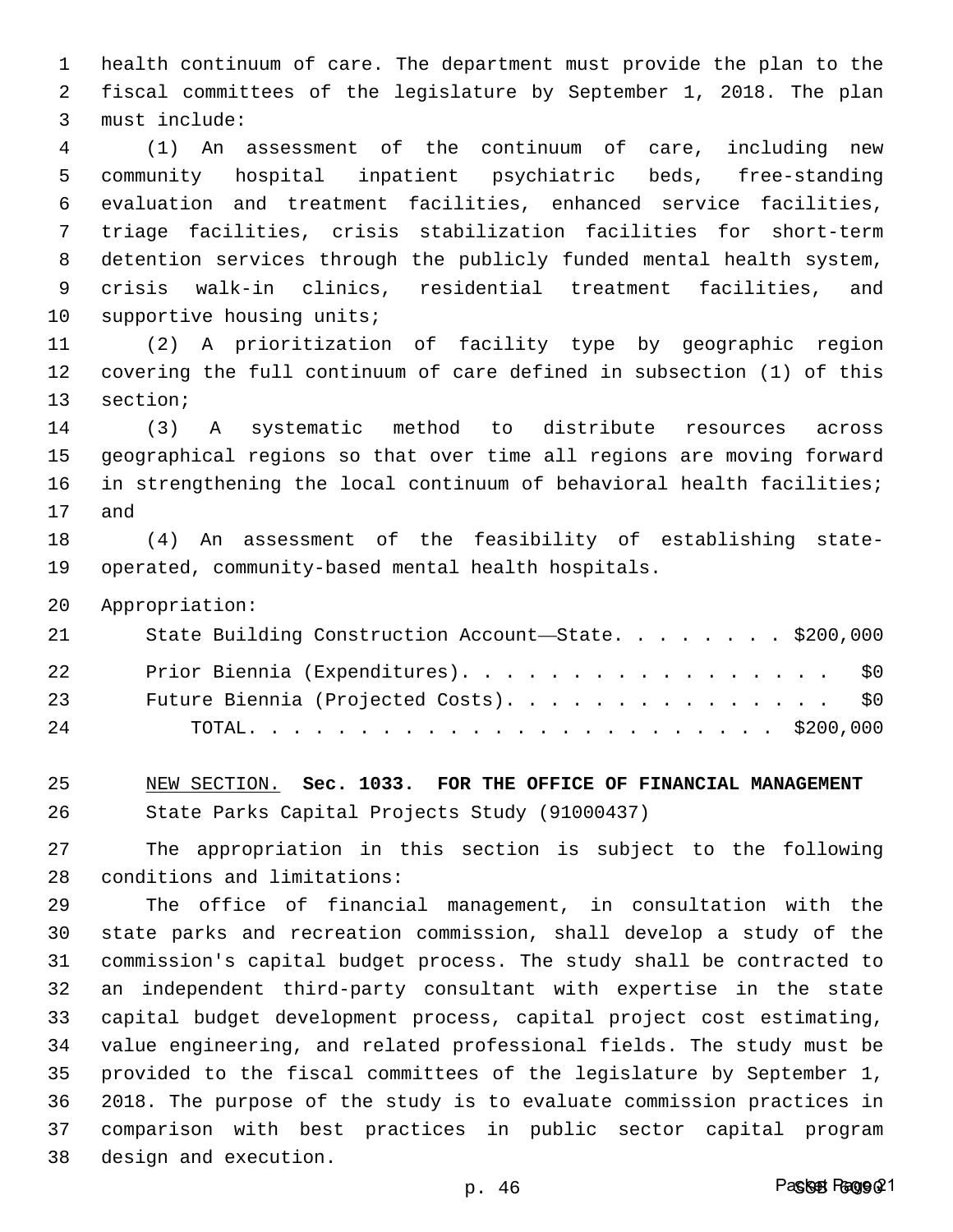health continuum of care. The department must provide the plan to the fiscal committees of the legislature by September 1, 2018. The plan must include:

(1) An assessment of the continuum of care, including new community hospital inpatient psychiatric beds, free-standing evaluation and treatment facilities, enhanced service facilities, triage facilities, crisis stabilization facilities for short-term detention services through the publicly funded mental health system, crisis walk-in clinics, residential treatment facilities, and supportive housing units;

(2) A prioritization of facility type by geographic region covering the full continuum of care defined in subsection (1) of this section;

(3) A systematic method to distribute resources across geographical regions so that over time all regions are moving forward in strengthening the local continuum of behavioral health facilities; and

(4) An assessment of the feasibility of establishing state-operated, community-based mental health hospitals.

Appropriation:

| | |
|---|---|
| State Building Construction Account—State | $200,000 |
| Prior Biennia (Expenditures) | $0 |
| Future Biennia (Projected Costs) | $0 |
| TOTAL | $200,000 |

NEW SECTION. **Sec. 1033. FOR THE OFFICE OF FINANCIAL MANAGEMENT**

State Parks Capital Projects Study (91000437)

The appropriation in this section is subject to the following conditions and limitations:

The office of financial management, in consultation with the state parks and recreation commission, shall develop a study of the commission's capital budget process. The study shall be contracted to an independent third-party consultant with expertise in the state capital budget development process, capital project cost estimating, value engineering, and related professional fields. The study must be provided to the fiscal committees of the legislature by September 1, 2018. The purpose of the study is to evaluate commission practices in comparison with best practices in public sector capital program design and execution.